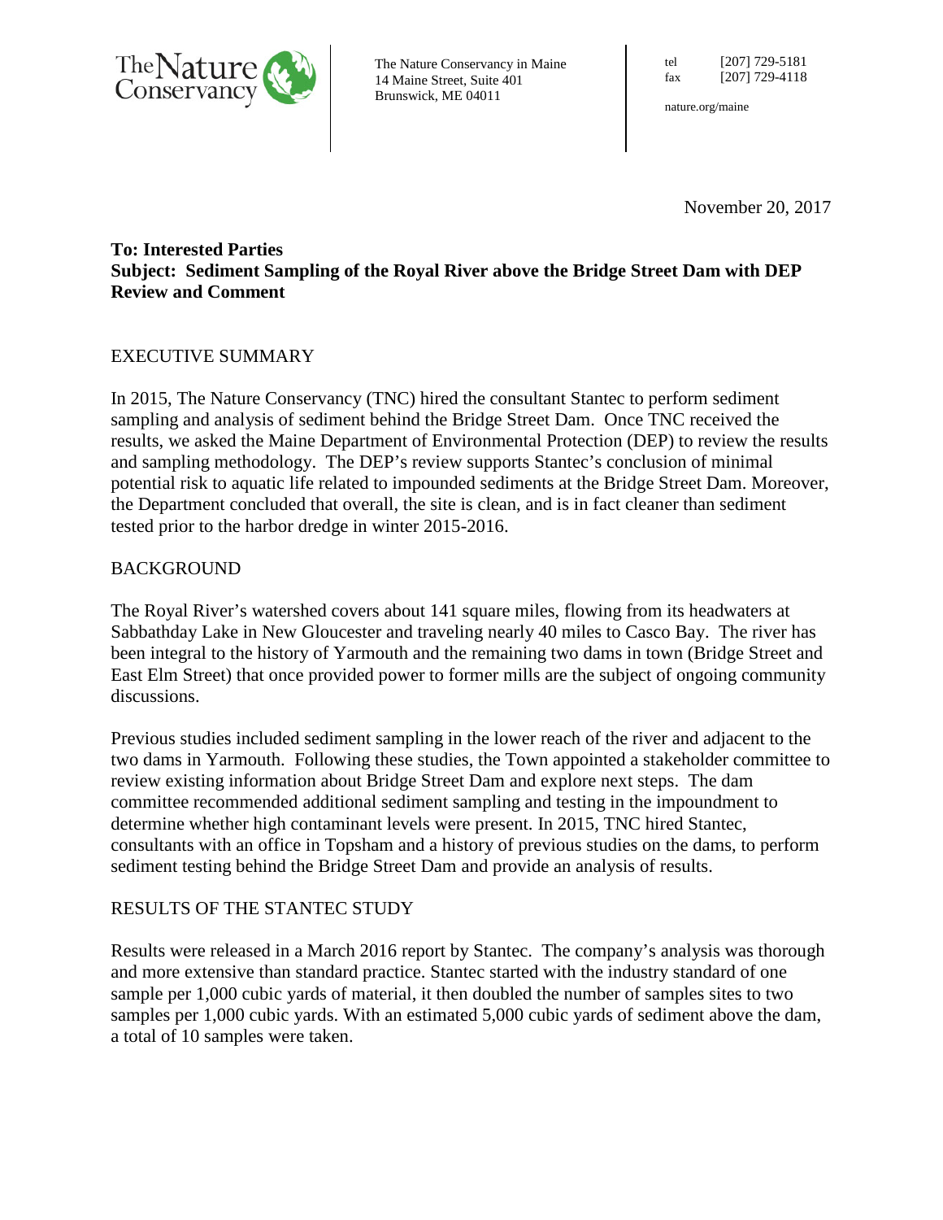The Nature Conservancy in Maine
14 Maine Street, Suite 401
Brunswick, ME 04011

tel [207] 729-5181
fax [207] 729-4118

nature.org/maine

November 20, 2017

**To: Interested Parties**
**Subject: Sediment Sampling of the Royal River above the Bridge Street Dam with DEP Review and Comment**

## EXECUTIVE SUMMARY

In 2015, The Nature Conservancy (TNC) hired the consultant Stantec to perform sediment sampling and analysis of sediment behind the Bridge Street Dam. Once TNC received the results, we asked the Maine Department of Environmental Protection (DEP) to review the results and sampling methodology. The DEP's review supports Stantec's conclusion of minimal potential risk to aquatic life related to impounded sediments at the Bridge Street Dam. Moreover, the Department concluded that overall, the site is clean, and is in fact cleaner than sediment tested prior to the harbor dredge in winter 2015-2016.

## BACKGROUND

The Royal River's watershed covers about 141 square miles, flowing from its headwaters at Sabbathday Lake in New Gloucester and traveling nearly 40 miles to Casco Bay. The river has been integral to the history of Yarmouth and the remaining two dams in town (Bridge Street and East Elm Street) that once provided power to former mills are the subject of ongoing community discussions.

Previous studies included sediment sampling in the lower reach of the river and adjacent to the two dams in Yarmouth. Following these studies, the Town appointed a stakeholder committee to review existing information about Bridge Street Dam and explore next steps. The dam committee recommended additional sediment sampling and testing in the impoundment to determine whether high contaminant levels were present. In 2015, TNC hired Stantec, consultants with an office in Topsham and a history of previous studies on the dams, to perform sediment testing behind the Bridge Street Dam and provide an analysis of results.

## RESULTS OF THE STANTEC STUDY

Results were released in a March 2016 report by Stantec. The company's analysis was thorough and more extensive than standard practice. Stantec started with the industry standard of one sample per 1,000 cubic yards of material, it then doubled the number of samples sites to two samples per 1,000 cubic yards. With an estimated 5,000 cubic yards of sediment above the dam, a total of 10 samples were taken.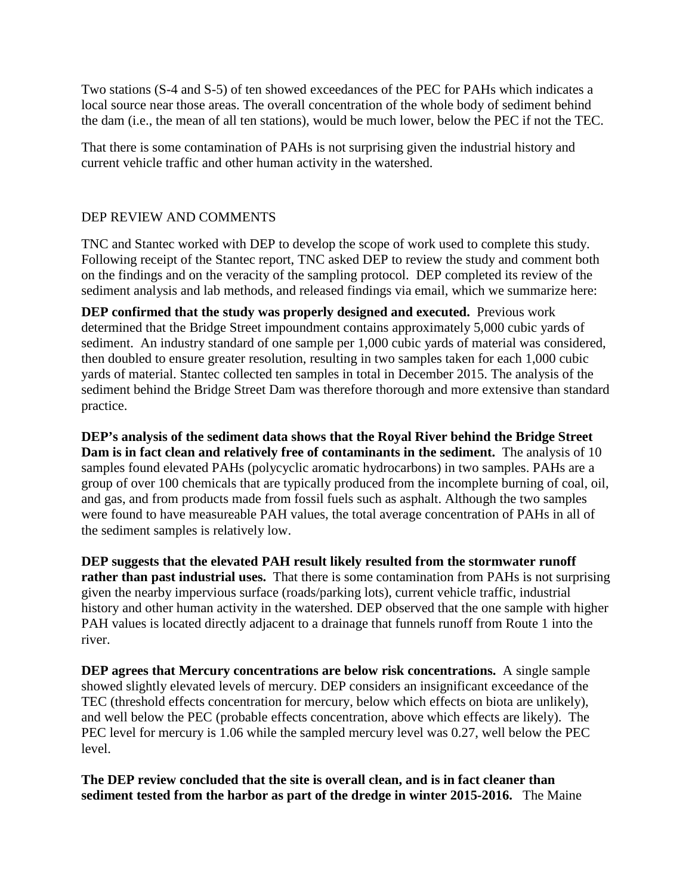Two stations (S-4 and S-5) of ten showed exceedances of the PEC for PAHs which indicates a local source near those areas. The overall concentration of the whole body of sediment behind the dam (i.e., the mean of all ten stations), would be much lower, below the PEC if not the TEC.

That there is some contamination of PAHs is not surprising given the industrial history and current vehicle traffic and other human activity in the watershed.

## DEP REVIEW AND COMMENTS

TNC and Stantec worked with DEP to develop the scope of work used to complete this study. Following receipt of the Stantec report, TNC asked DEP to review the study and comment both on the findings and on the veracity of the sampling protocol. DEP completed its review of the sediment analysis and lab methods, and released findings via email, which we summarize here:

**DEP confirmed that the study was properly designed and executed.** Previous work determined that the Bridge Street impoundment contains approximately 5,000 cubic yards of sediment. An industry standard of one sample per 1,000 cubic yards of material was considered, then doubled to ensure greater resolution, resulting in two samples taken for each 1,000 cubic yards of material. Stantec collected ten samples in total in December 2015. The analysis of the sediment behind the Bridge Street Dam was therefore thorough and more extensive than standard practice.

**DEP's analysis of the sediment data shows that the Royal River behind the Bridge Street Dam is in fact clean and relatively free of contaminants in the sediment.** The analysis of 10 samples found elevated PAHs (polycyclic aromatic hydrocarbons) in two samples. PAHs are a group of over 100 chemicals that are typically produced from the incomplete burning of coal, oil, and gas, and from products made from fossil fuels such as asphalt. Although the two samples were found to have measureable PAH values, the total average concentration of PAHs in all of the sediment samples is relatively low.

**DEP suggests that the elevated PAH result likely resulted from the stormwater runoff rather than past industrial uses.** That there is some contamination from PAHs is not surprising given the nearby impervious surface (roads/parking lots), current vehicle traffic, industrial history and other human activity in the watershed. DEP observed that the one sample with higher PAH values is located directly adjacent to a drainage that funnels runoff from Route 1 into the river.

**DEP agrees that Mercury concentrations are below risk concentrations.** A single sample showed slightly elevated levels of mercury. DEP considers an insignificant exceedance of the TEC (threshold effects concentration for mercury, below which effects on biota are unlikely), and well below the PEC (probable effects concentration, above which effects are likely). The PEC level for mercury is 1.06 while the sampled mercury level was 0.27, well below the PEC level.

**The DEP review concluded that the site is overall clean, and is in fact cleaner than sediment tested from the harbor as part of the dredge in winter 2015-2016.** The Maine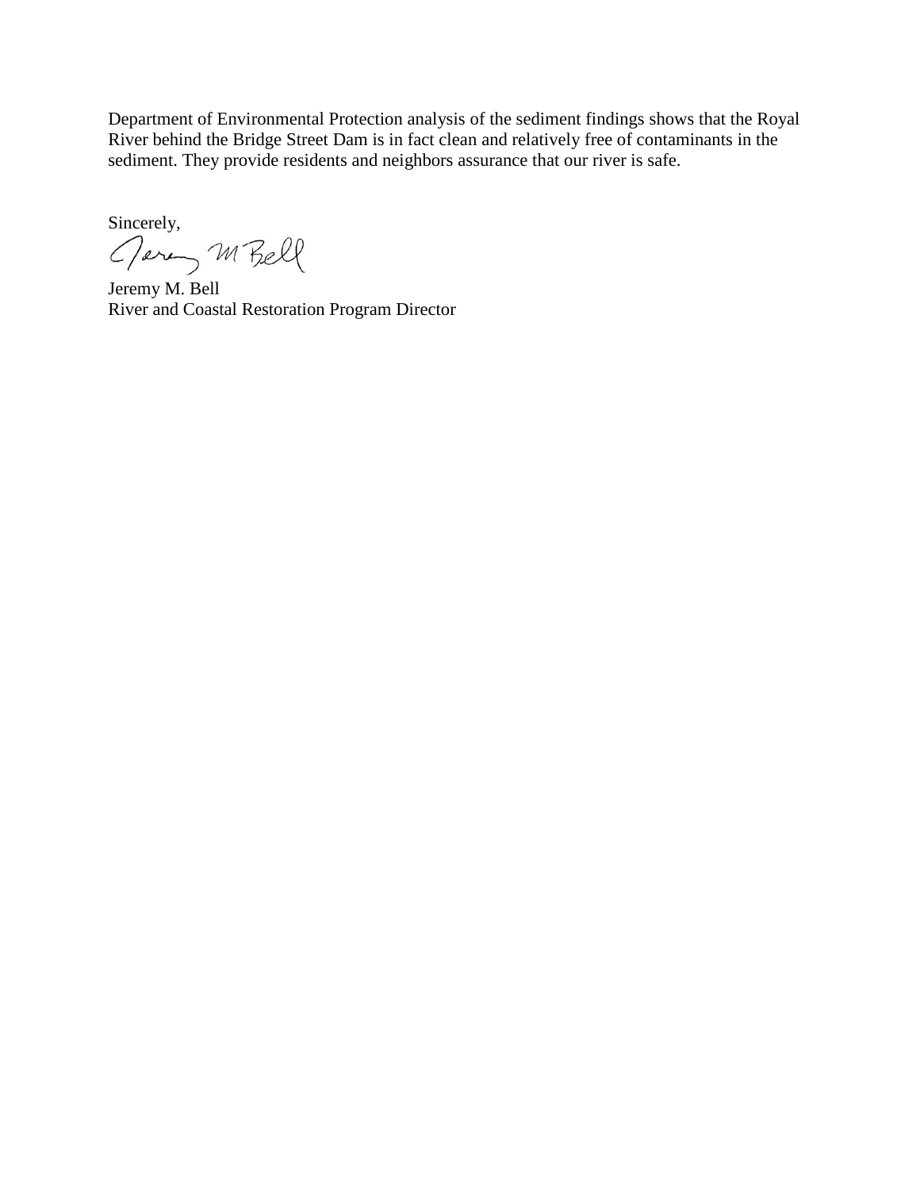Department of Environmental Protection analysis of the sediment findings shows that the Royal River behind the Bridge Street Dam is in fact clean and relatively free of contaminants in the sediment. They provide residents and neighbors assurance that our river is safe.

Sincerely,

Jeremy M. Bell
River and Coastal Restoration Program Director